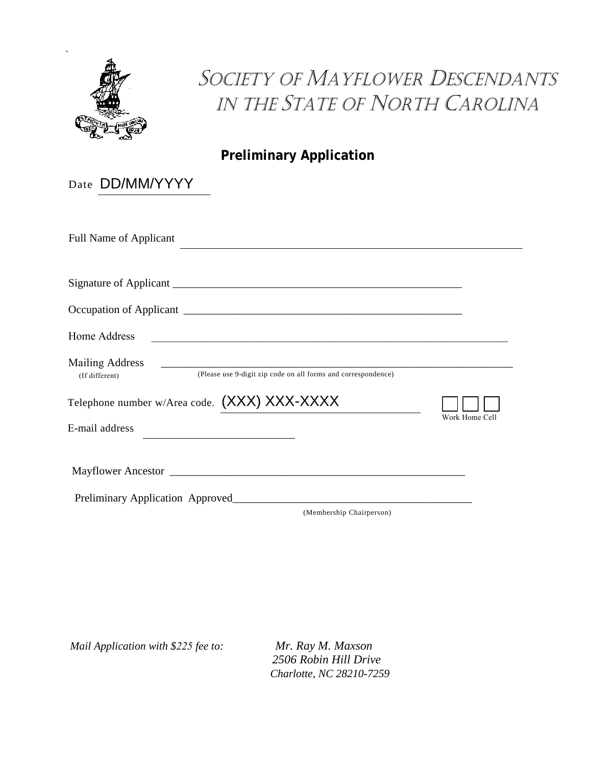# Society of Mayflower Descendants in the State of North Carolina

## Preliminary Application

Date DD/MM/YYYY

Full Name of Applicant ____________________

Signature of Applicant ____________________

Occupation of Applicant ____________________

Home Address ____________________

Mailing Address ____________________
(If different) (Please use 9-digit zip code on all forms and correspondence)

Telephone number w/Area code. (XXX) XXX-XXXX ☐ Work ☐ Home ☐ Cell

E-mail address ____________________

Mayflower Ancestor ____________________

Preliminary Application Approved____________________
(Membership Chairperson)

*Mail Application with $225 fee to:*

*Mr. Ray M. Maxson*
*2506 Robin Hill Drive*
*Charlotte, NC 28210-7259*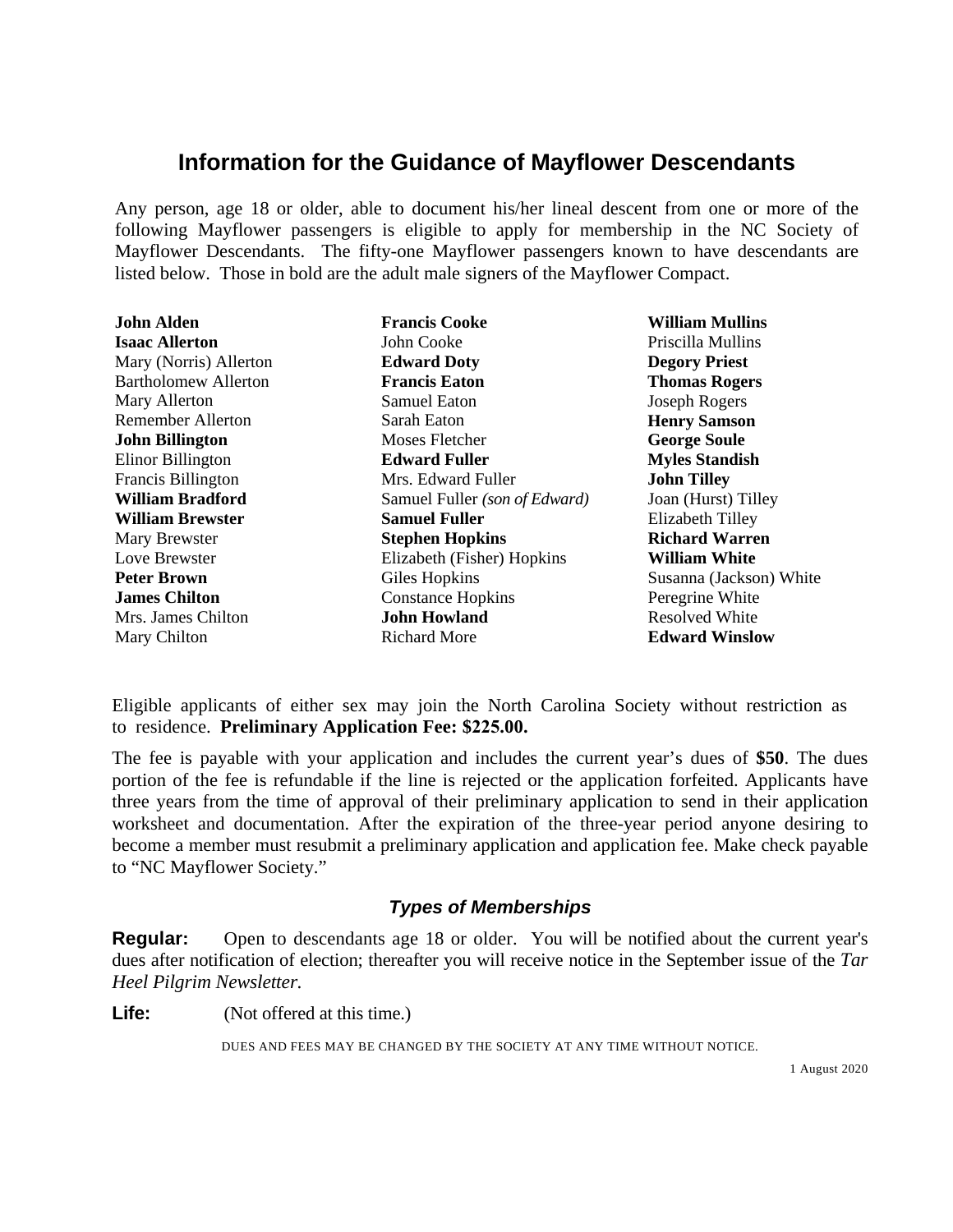# Information for the Guidance of Mayflower Descendants

Any person, age 18 or older, able to document his/her lineal descent from one or more of the following Mayflower passengers is eligible to apply for membership in the NC Society of Mayflower Descendants. The fifty-one Mayflower passengers known to have descendants are listed below. Those in bold are the adult male signers of the Mayflower Compact.

**John Alden**
**Isaac Allerton**
Mary (Norris) Allerton
Bartholomew Allerton
Mary Allerton
Remember Allerton
**John Billington**
Elinor Billington
Francis Billington
**William Bradford**
**William Brewster**
Mary Brewster
Love Brewster
**Peter Brown**
**James Chilton**
Mrs. James Chilton
Mary Chilton
**Francis Cooke**
John Cooke
**Edward Doty**
**Francis Eaton**
Samuel Eaton
Sarah Eaton
Moses Fletcher
**Edward Fuller**
Mrs. Edward Fuller
Samuel Fuller *(son of Edward)*
**Samuel Fuller**
**Stephen Hopkins**
Elizabeth (Fisher) Hopkins
Giles Hopkins
Constance Hopkins
**John Howland**
Richard More
**William Mullins**
Priscilla Mullins
**Degory Priest**
**Thomas Rogers**
Joseph Rogers
**Henry Samson**
**George Soule**
**Myles Standish**
**John Tilley**
Joan (Hurst) Tilley
Elizabeth Tilley
**Richard Warren**
**William White**
Susanna (Jackson) White
Peregrine White
Resolved White
**Edward Winslow**

Eligible applicants of either sex may join the North Carolina Society without restriction as to residence. **Preliminary Application Fee: $225.00.**

The fee is payable with your application and includes the current year's dues of **$50**. The dues portion of the fee is refundable if the line is rejected or the application forfeited. Applicants have three years from the time of approval of their preliminary application to send in their application worksheet and documentation. After the expiration of the three-year period anyone desiring to become a member must resubmit a preliminary application and application fee. Make check payable to "NC Mayflower Society."

### *Types of Memberships*

**Regular:** Open to descendants age 18 or older. You will be notified about the current year's dues after notification of election; thereafter you will receive notice in the September issue of the *Tar Heel Pilgrim Newsletter.*

**Life:** (Not offered at this time.)

DUES AND FEES MAY BE CHANGED BY THE SOCIETY AT ANY TIME WITHOUT NOTICE.

1 August 2020